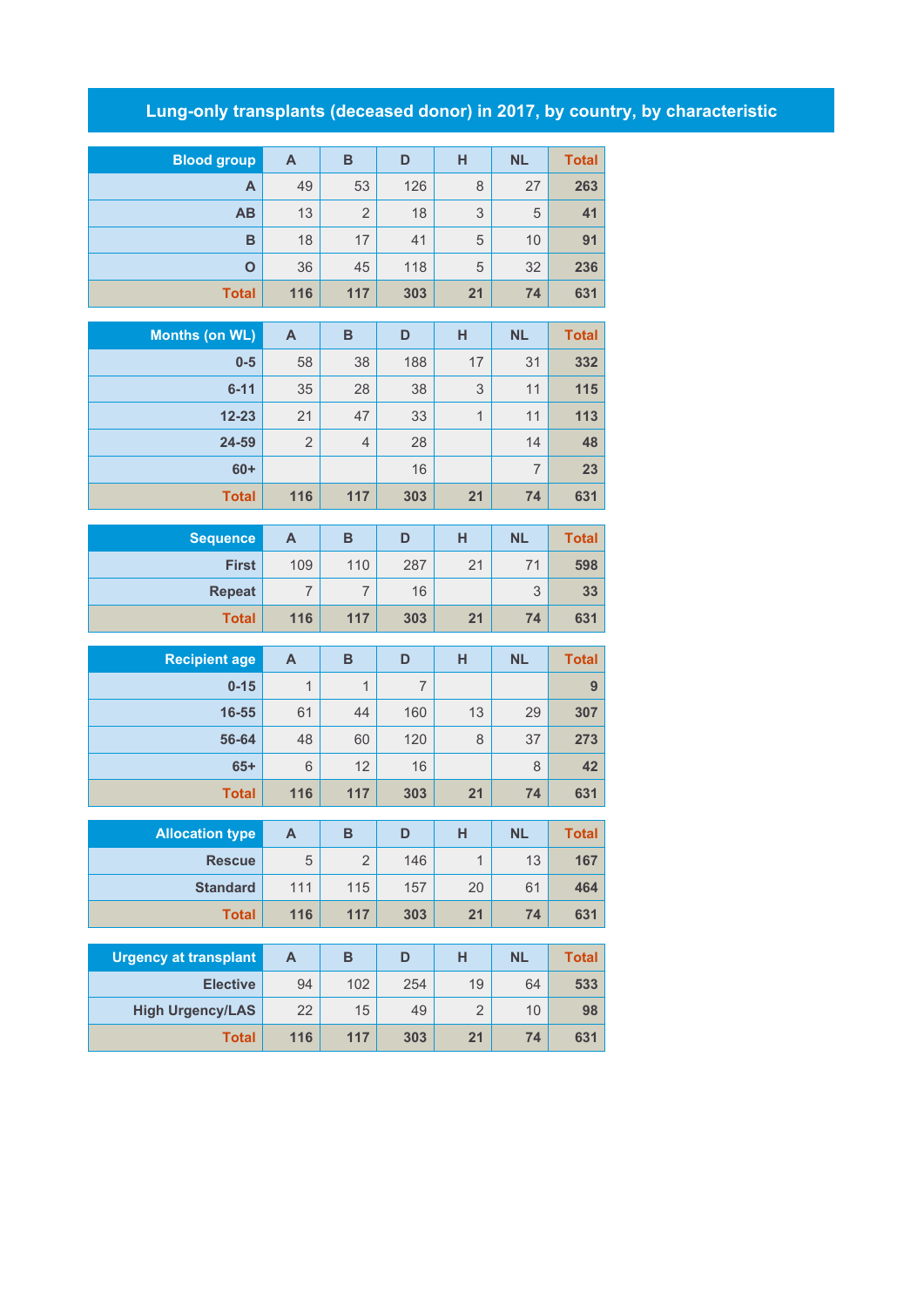# Lung-only transplants (deceased donor) in 2017, by country, by characteristic

| Blood group | A | B | D | H | NL | Total |
|---|---|---|---|---|---|---|
| A | 49 | 53 | 126 | 8 | 27 | 263 |
| AB | 13 | 2 | 18 | 3 | 5 | 41 |
| B | 18 | 17 | 41 | 5 | 10 | 91 |
| O | 36 | 45 | 118 | 5 | 32 | 236 |
| Total | 116 | 117 | 303 | 21 | 74 | 631 |

| Months (on WL) | A | B | D | H | NL | Total |
|---|---|---|---|---|---|---|
| 0-5 | 58 | 38 | 188 | 17 | 31 | 332 |
| 6-11 | 35 | 28 | 38 | 3 | 11 | 115 |
| 12-23 | 21 | 47 | 33 | 1 | 11 | 113 |
| 24-59 | 2 | 4 | 28 | | 14 | 48 |
| 60+ | | | 16 | | 7 | 23 |
| Total | 116 | 117 | 303 | 21 | 74 | 631 |

| Sequence | A | B | D | H | NL | Total |
|---|---|---|---|---|---|---|
| First | 109 | 110 | 287 | 21 | 71 | 598 |
| Repeat | 7 | 7 | 16 | | 3 | 33 |
| Total | 116 | 117 | 303 | 21 | 74 | 631 |

| Recipient age | A | B | D | H | NL | Total |
|---|---|---|---|---|---|---|
| 0-15 | 1 | 1 | 7 | | | 9 |
| 16-55 | 61 | 44 | 160 | 13 | 29 | 307 |
| 56-64 | 48 | 60 | 120 | 8 | 37 | 273 |
| 65+ | 6 | 12 | 16 | | 8 | 42 |
| Total | 116 | 117 | 303 | 21 | 74 | 631 |

| Allocation type | A | B | D | H | NL | Total |
|---|---|---|---|---|---|---|
| Rescue | 5 | 2 | 146 | 1 | 13 | 167 |
| Standard | 111 | 115 | 157 | 20 | 61 | 464 |
| Total | 116 | 117 | 303 | 21 | 74 | 631 |

| Urgency at transplant | A | B | D | H | NL | Total |
|---|---|---|---|---|---|---|
| Elective | 94 | 102 | 254 | 19 | 64 | 533 |
| High Urgency/LAS | 22 | 15 | 49 | 2 | 10 | 98 |
| Total | 116 | 117 | 303 | 21 | 74 | 631 |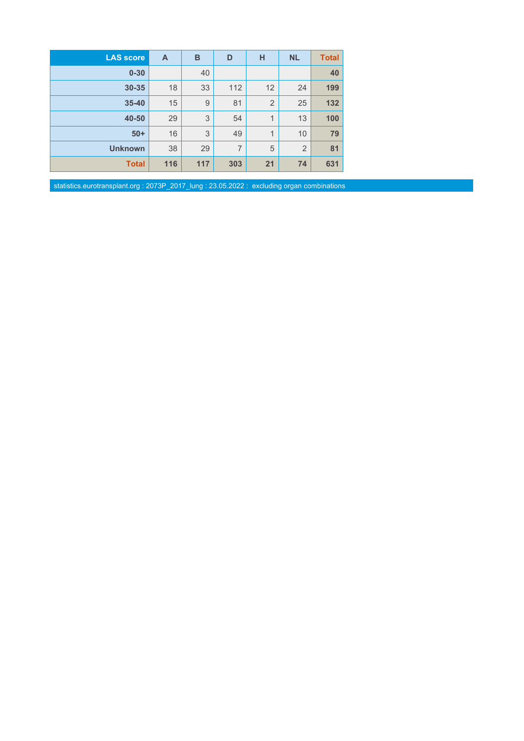| LAS score | A | B | D | H | NL | Total |
|---|---|---|---|---|---|---|
| 0-30 | | 40 | | | | 40 |
| 30-35 | 18 | 33 | 112 | 12 | 24 | 199 |
| 35-40 | 15 | 9 | 81 | 2 | 25 | 132 |
| 40-50 | 29 | 3 | 54 | 1 | 13 | 100 |
| 50+ | 16 | 3 | 49 | 1 | 10 | 79 |
| Unknown | 38 | 29 | 7 | 5 | 2 | 81 |
| Total | 116 | 117 | 303 | 21 | 74 | 631 |

statistics.eurotransplant.org : 2073P_2017_lung : 23.05.2022 :  excluding organ combinations